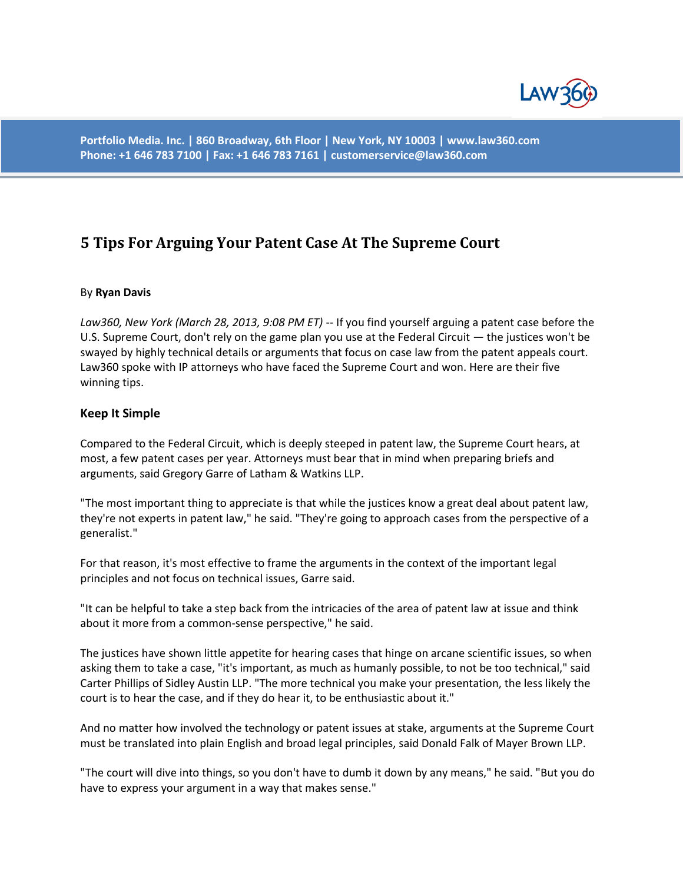Portfolio Media. Inc. | 860 Broadway, 6th Floor | New York, NY 10003 | www.law360.com
Phone: +1 646 783 7100 | Fax: +1 646 783 7161 | customerservice@law360.com

# 5 Tips For Arguing Your Patent Case At The Supreme Court

By **Ryan Davis**

*Law360, New York (March 28, 2013, 9:08 PM ET)* -- If you find yourself arguing a patent case before the U.S. Supreme Court, don't rely on the game plan you use at the Federal Circuit — the justices won't be swayed by highly technical details or arguments that focus on case law from the patent appeals court. Law360 spoke with IP attorneys who have faced the Supreme Court and won. Here are their five winning tips.

## Keep It Simple

Compared to the Federal Circuit, which is deeply steeped in patent law, the Supreme Court hears, at most, a few patent cases per year. Attorneys must bear that in mind when preparing briefs and arguments, said Gregory Garre of Latham & Watkins LLP.

"The most important thing to appreciate is that while the justices know a great deal about patent law, they're not experts in patent law," he said. "They're going to approach cases from the perspective of a generalist."

For that reason, it's most effective to frame the arguments in the context of the important legal principles and not focus on technical issues, Garre said.

"It can be helpful to take a step back from the intricacies of the area of patent law at issue and think about it more from a common-sense perspective," he said.

The justices have shown little appetite for hearing cases that hinge on arcane scientific issues, so when asking them to take a case, "it's important, as much as humanly possible, to not be too technical," said Carter Phillips of Sidley Austin LLP. "The more technical you make your presentation, the less likely the court is to hear the case, and if they do hear it, to be enthusiastic about it."

And no matter how involved the technology or patent issues at stake, arguments at the Supreme Court must be translated into plain English and broad legal principles, said Donald Falk of Mayer Brown LLP.

"The court will dive into things, so you don't have to dumb it down by any means," he said. "But you do have to express your argument in a way that makes sense."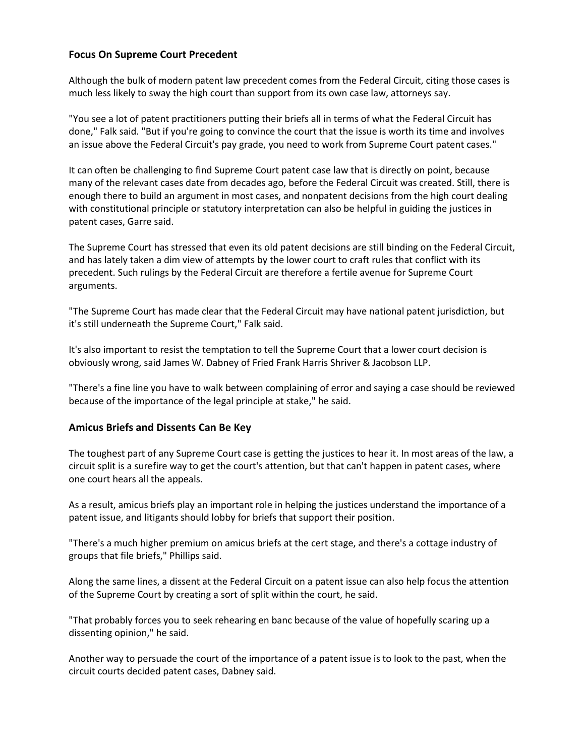### Focus On Supreme Court Precedent

Although the bulk of modern patent law precedent comes from the Federal Circuit, citing those cases is much less likely to sway the high court than support from its own case law, attorneys say.

"You see a lot of patent practitioners putting their briefs all in terms of what the Federal Circuit has done," Falk said. "But if you're going to convince the court that the issue is worth its time and involves an issue above the Federal Circuit's pay grade, you need to work from Supreme Court patent cases."

It can often be challenging to find Supreme Court patent case law that is directly on point, because many of the relevant cases date from decades ago, before the Federal Circuit was created. Still, there is enough there to build an argument in most cases, and nonpatent decisions from the high court dealing with constitutional principle or statutory interpretation can also be helpful in guiding the justices in patent cases, Garre said.

The Supreme Court has stressed that even its old patent decisions are still binding on the Federal Circuit, and has lately taken a dim view of attempts by the lower court to craft rules that conflict with its precedent. Such rulings by the Federal Circuit are therefore a fertile avenue for Supreme Court arguments.

"The Supreme Court has made clear that the Federal Circuit may have national patent jurisdiction, but it's still underneath the Supreme Court," Falk said.

It's also important to resist the temptation to tell the Supreme Court that a lower court decision is obviously wrong, said James W. Dabney of Fried Frank Harris Shriver & Jacobson LLP.

"There's a fine line you have to walk between complaining of error and saying a case should be reviewed because of the importance of the legal principle at stake," he said.

### Amicus Briefs and Dissents Can Be Key

The toughest part of any Supreme Court case is getting the justices to hear it. In most areas of the law, a circuit split is a surefire way to get the court's attention, but that can't happen in patent cases, where one court hears all the appeals.

As a result, amicus briefs play an important role in helping the justices understand the importance of a patent issue, and litigants should lobby for briefs that support their position.

"There's a much higher premium on amicus briefs at the cert stage, and there's a cottage industry of groups that file briefs," Phillips said.

Along the same lines, a dissent at the Federal Circuit on a patent issue can also help focus the attention of the Supreme Court by creating a sort of split within the court, he said.

"That probably forces you to seek rehearing en banc because of the value of hopefully scaring up a dissenting opinion," he said.

Another way to persuade the court of the importance of a patent issue is to look to the past, when the circuit courts decided patent cases, Dabney said.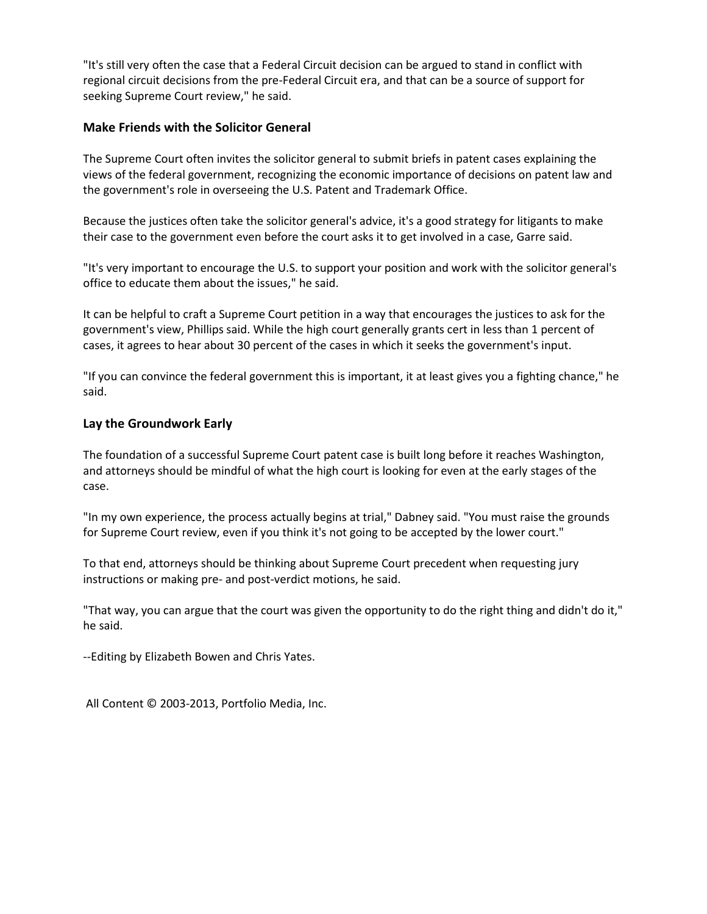"It's still very often the case that a Federal Circuit decision can be argued to stand in conflict with regional circuit decisions from the pre-Federal Circuit era, and that can be a source of support for seeking Supreme Court review," he said.

### Make Friends with the Solicitor General

The Supreme Court often invites the solicitor general to submit briefs in patent cases explaining the views of the federal government, recognizing the economic importance of decisions on patent law and the government's role in overseeing the U.S. Patent and Trademark Office.

Because the justices often take the solicitor general's advice, it's a good strategy for litigants to make their case to the government even before the court asks it to get involved in a case, Garre said.

"It's very important to encourage the U.S. to support your position and work with the solicitor general's office to educate them about the issues," he said.

It can be helpful to craft a Supreme Court petition in a way that encourages the justices to ask for the government's view, Phillips said. While the high court generally grants cert in less than 1 percent of cases, it agrees to hear about 30 percent of the cases in which it seeks the government's input.

"If you can convince the federal government this is important, it at least gives you a fighting chance," he said.

### Lay the Groundwork Early

The foundation of a successful Supreme Court patent case is built long before it reaches Washington, and attorneys should be mindful of what the high court is looking for even at the early stages of the case.

"In my own experience, the process actually begins at trial," Dabney said. "You must raise the grounds for Supreme Court review, even if you think it's not going to be accepted by the lower court."

To that end, attorneys should be thinking about Supreme Court precedent when requesting jury instructions or making pre- and post-verdict motions, he said.

"That way, you can argue that the court was given the opportunity to do the right thing and didn't do it," he said.

--Editing by Elizabeth Bowen and Chris Yates.

All Content © 2003-2013, Portfolio Media, Inc.